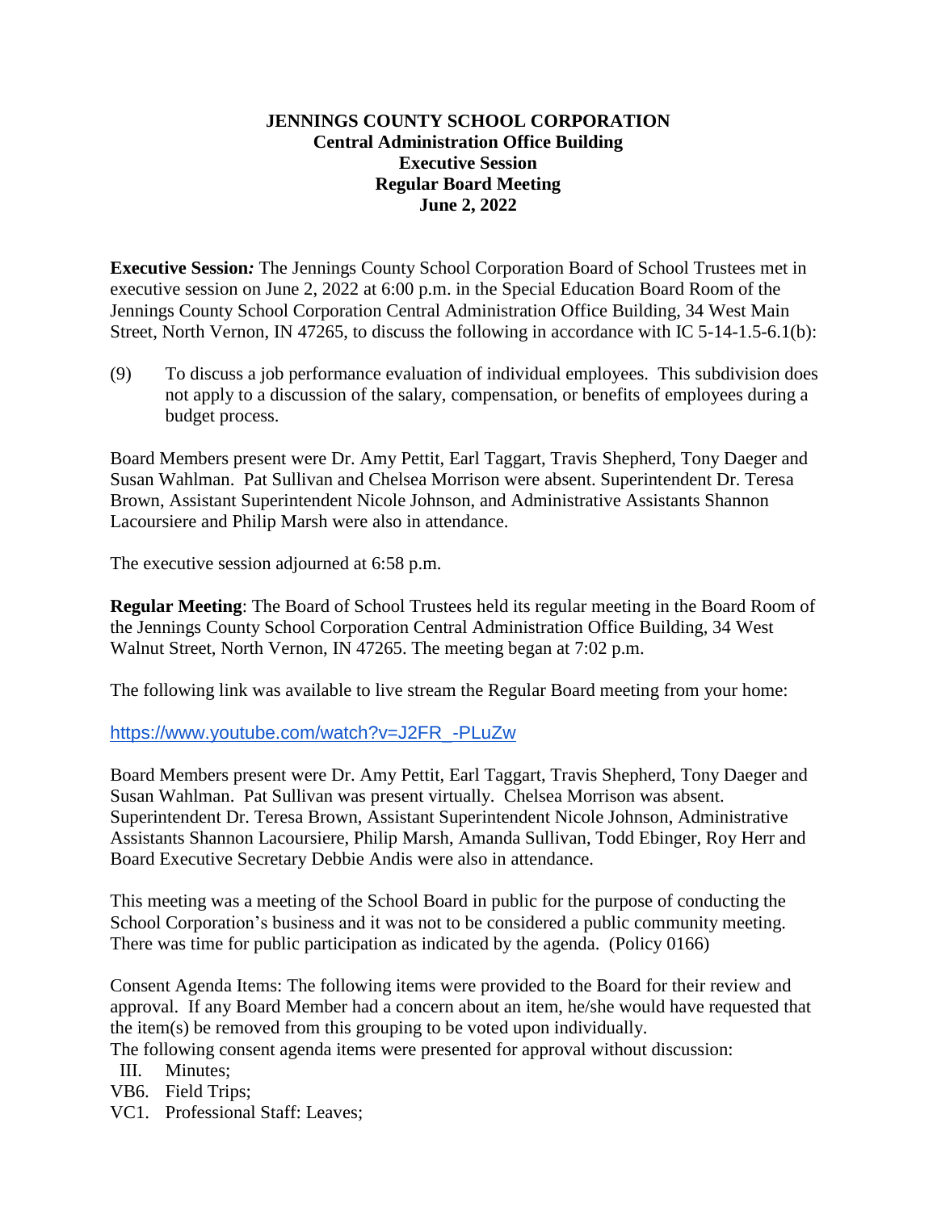**JENNINGS COUNTY SCHOOL CORPORATION**
**Central Administration Office Building**
**Executive Session**
**Regular Board Meeting**
**June 2, 2022**

**Executive Session*:*** The Jennings County School Corporation Board of School Trustees met in executive session on June 2, 2022 at 6:00 p.m. in the Special Education Board Room of the Jennings County School Corporation Central Administration Office Building, 34 West Main Street, North Vernon, IN 47265, to discuss the following in accordance with IC 5-14-1.5-6.1(b):

(9) To discuss a job performance evaluation of individual employees. This subdivision does not apply to a discussion of the salary, compensation, or benefits of employees during a budget process.

Board Members present were Dr. Amy Pettit, Earl Taggart, Travis Shepherd, Tony Daeger and Susan Wahlman. Pat Sullivan and Chelsea Morrison were absent. Superintendent Dr. Teresa Brown, Assistant Superintendent Nicole Johnson, and Administrative Assistants Shannon Lacoursiere and Philip Marsh were also in attendance.

The executive session adjourned at 6:58 p.m.

**Regular Meeting**: The Board of School Trustees held its regular meeting in the Board Room of the Jennings County School Corporation Central Administration Office Building, 34 West Walnut Street, North Vernon, IN 47265. The meeting began at 7:02 p.m.

The following link was available to live stream the Regular Board meeting from your home:

https://www.youtube.com/watch?v=J2FR_-PLuZw

Board Members present were Dr. Amy Pettit, Earl Taggart, Travis Shepherd, Tony Daeger and Susan Wahlman. Pat Sullivan was present virtually. Chelsea Morrison was absent. Superintendent Dr. Teresa Brown, Assistant Superintendent Nicole Johnson, Administrative Assistants Shannon Lacoursiere, Philip Marsh, Amanda Sullivan, Todd Ebinger, Roy Herr and Board Executive Secretary Debbie Andis were also in attendance.

This meeting was a meeting of the School Board in public for the purpose of conducting the School Corporation's business and it was not to be considered a public community meeting. There was time for public participation as indicated by the agenda. (Policy 0166)

Consent Agenda Items: The following items were provided to the Board for their review and approval. If any Board Member had a concern about an item, he/she would have requested that the item(s) be removed from this grouping to be voted upon individually.

The following consent agenda items were presented for approval without discussion:

III. Minutes;
VB6. Field Trips;
VC1. Professional Staff: Leaves;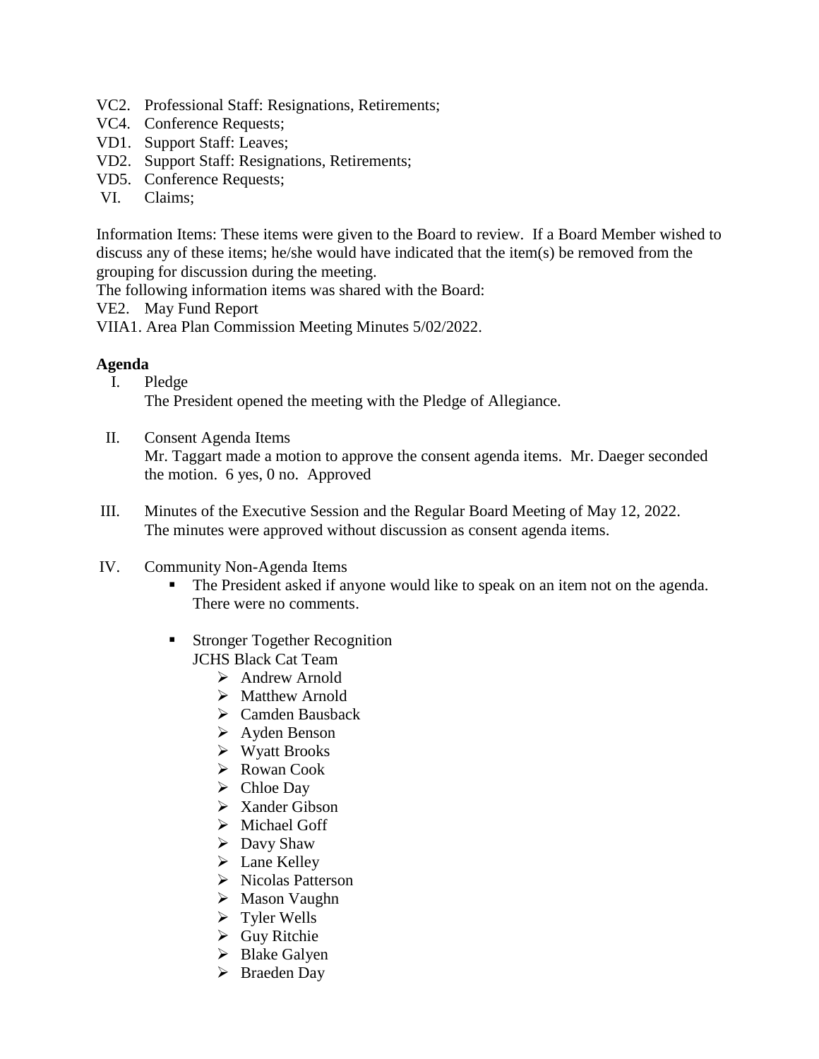VC2. Professional Staff: Resignations, Retirements;
VC4. Conference Requests;
VD1. Support Staff: Leaves;
VD2. Support Staff: Resignations, Retirements;
VD5. Conference Requests;
VI. Claims;

Information Items: These items were given to the Board to review. If a Board Member wished to discuss any of these items; he/she would have indicated that the item(s) be removed from the grouping for discussion during the meeting.
The following information items was shared with the Board:
VE2. May Fund Report
VIIA1. Area Plan Commission Meeting Minutes 5/02/2022.

**Agenda**

I. Pledge
The President opened the meeting with the Pledge of Allegiance.

II. Consent Agenda Items
Mr. Taggart made a motion to approve the consent agenda items. Mr. Daeger seconded the motion. 6 yes, 0 no. Approved

III. Minutes of the Executive Session and the Regular Board Meeting of May 12, 2022.
The minutes were approved without discussion as consent agenda items.

IV. Community Non-Agenda Items

- The President asked if anyone would like to speak on an item not on the agenda. There were no comments.

- Stronger Together Recognition
JCHS Black Cat Team
    - Andrew Arnold
    - Matthew Arnold
    - Camden Bausback
    - Ayden Benson
    - Wyatt Brooks
    - Rowan Cook
    - Chloe Day
    - Xander Gibson
    - Michael Goff
    - Davy Shaw
    - Lane Kelley
    - Nicolas Patterson
    - Mason Vaughn
    - Tyler Wells
    - Guy Ritchie
    - Blake Galyen
    - Braeden Day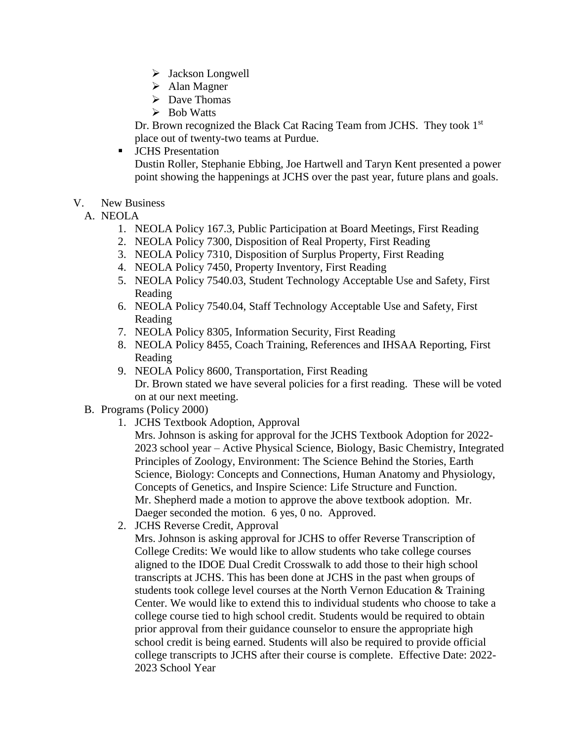- Jackson Longwell
- Alan Magner
- Dave Thomas
- Bob Watts

Dr. Brown recognized the Black Cat Racing Team from JCHS. They took 1st place out of twenty-two teams at Purdue.

- JCHS Presentation

  Dustin Roller, Stephanie Ebbing, Joe Hartwell and Taryn Kent presented a power point showing the happenings at JCHS over the past year, future plans and goals.

V. New Business

A. NEOLA

1. NEOLA Policy 167.3, Public Participation at Board Meetings, First Reading
2. NEOLA Policy 7300, Disposition of Real Property, First Reading
3. NEOLA Policy 7310, Disposition of Surplus Property, First Reading
4. NEOLA Policy 7450, Property Inventory, First Reading
5. NEOLA Policy 7540.03, Student Technology Acceptable Use and Safety, First Reading
6. NEOLA Policy 7540.04, Staff Technology Acceptable Use and Safety, First Reading
7. NEOLA Policy 8305, Information Security, First Reading
8. NEOLA Policy 8455, Coach Training, References and IHSAA Reporting, First Reading
9. NEOLA Policy 8600, Transportation, First Reading

   Dr. Brown stated we have several policies for a first reading. These will be voted on at our next meeting.

B. Programs (Policy 2000)

1. JCHS Textbook Adoption, Approval

   Mrs. Johnson is asking for approval for the JCHS Textbook Adoption for 2022-2023 school year – Active Physical Science, Biology, Basic Chemistry, Integrated Principles of Zoology, Environment: The Science Behind the Stories, Earth Science, Biology: Concepts and Connections, Human Anatomy and Physiology, Concepts of Genetics, and Inspire Science: Life Structure and Function.
   Mr. Shepherd made a motion to approve the above textbook adoption. Mr. Daeger seconded the motion. 6 yes, 0 no. Approved.

2. JCHS Reverse Credit, Approval

   Mrs. Johnson is asking approval for JCHS to offer Reverse Transcription of College Credits: We would like to allow students who take college courses aligned to the IDOE Dual Credit Crosswalk to add those to their high school transcripts at JCHS. This has been done at JCHS in the past when groups of students took college level courses at the North Vernon Education & Training Center. We would like to extend this to individual students who choose to take a college course tied to high school credit. Students would be required to obtain prior approval from their guidance counselor to ensure the appropriate high school credit is being earned. Students will also be required to provide official college transcripts to JCHS after their course is complete. Effective Date: 2022-2023 School Year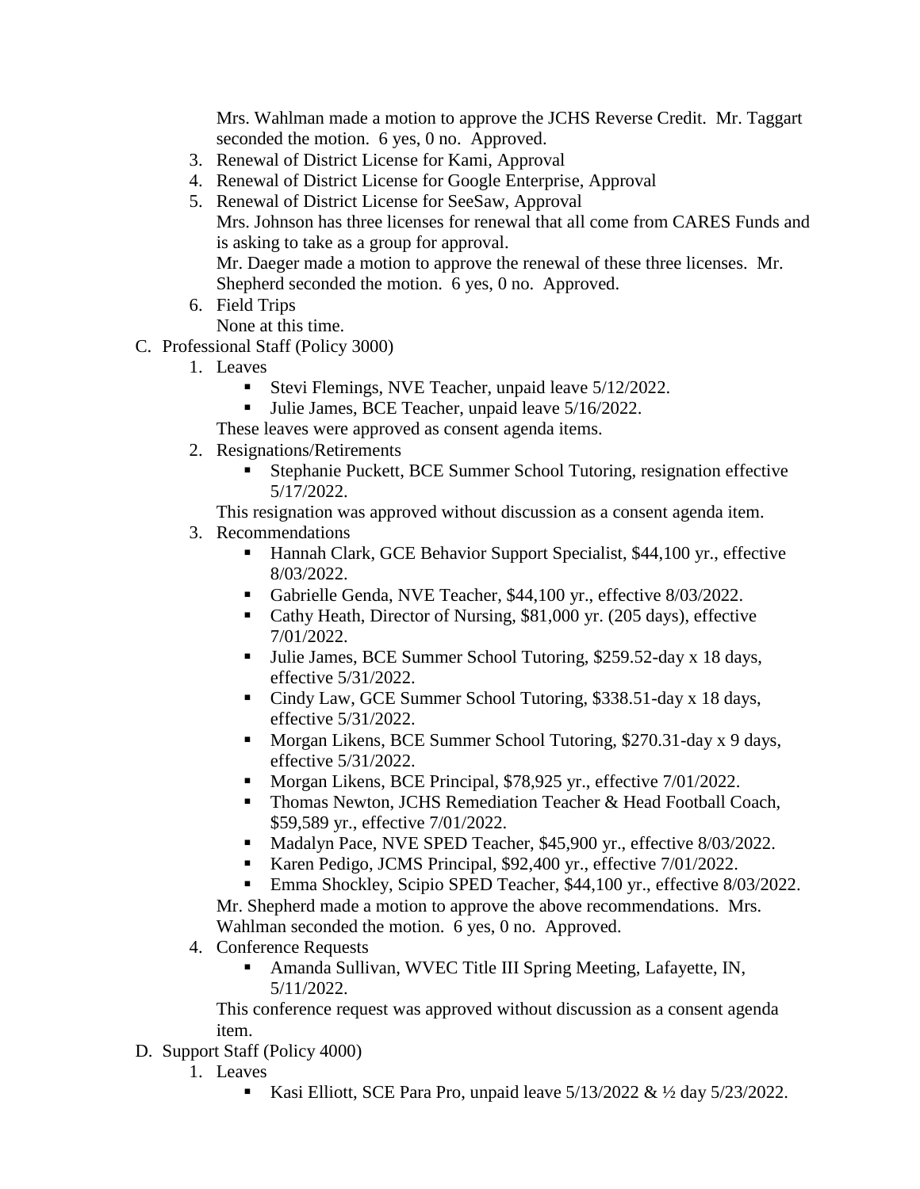Mrs. Wahlman made a motion to approve the JCHS Reverse Credit. Mr. Taggart seconded the motion. 6 yes, 0 no. Approved.

3. Renewal of District License for Kami, Approval
4. Renewal of District License for Google Enterprise, Approval
5. Renewal of District License for SeeSaw, Approval

   Mrs. Johnson has three licenses for renewal that all come from CARES Funds and is asking to take as a group for approval.

   Mr. Daeger made a motion to approve the renewal of these three licenses. Mr. Shepherd seconded the motion. 6 yes, 0 no. Approved.

6. Field Trips

   None at this time.

C. Professional Staff (Policy 3000)

1. Leaves
   - Stevi Flemings, NVE Teacher, unpaid leave 5/12/2022.
   - Julie James, BCE Teacher, unpaid leave 5/16/2022.

   These leaves were approved as consent agenda items.

2. Resignations/Retirements
   - Stephanie Puckett, BCE Summer School Tutoring, resignation effective 5/17/2022.

   This resignation was approved without discussion as a consent agenda item.

3. Recommendations
   - Hannah Clark, GCE Behavior Support Specialist, $44,100 yr., effective 8/03/2022.
   - Gabrielle Genda, NVE Teacher, $44,100 yr., effective 8/03/2022.
   - Cathy Heath, Director of Nursing, $81,000 yr. (205 days), effective 7/01/2022.
   - Julie James, BCE Summer School Tutoring, $259.52-day x 18 days, effective 5/31/2022.
   - Cindy Law, GCE Summer School Tutoring, $338.51-day x 18 days, effective 5/31/2022.
   - Morgan Likens, BCE Summer School Tutoring, $270.31-day x 9 days, effective 5/31/2022.
   - Morgan Likens, BCE Principal, $78,925 yr., effective 7/01/2022.
   - Thomas Newton, JCHS Remediation Teacher & Head Football Coach, $59,589 yr., effective 7/01/2022.
   - Madalyn Pace, NVE SPED Teacher, $45,900 yr., effective 8/03/2022.
   - Karen Pedigo, JCMS Principal, $92,400 yr., effective 7/01/2022.
   - Emma Shockley, Scipio SPED Teacher, $44,100 yr., effective 8/03/2022.

   Mr. Shepherd made a motion to approve the above recommendations. Mrs. Wahlman seconded the motion. 6 yes, 0 no. Approved.

4. Conference Requests
   - Amanda Sullivan, WVEC Title III Spring Meeting, Lafayette, IN, 5/11/2022.

   This conference request was approved without discussion as a consent agenda item.

D. Support Staff (Policy 4000)

1. Leaves
   - Kasi Elliott, SCE Para Pro, unpaid leave 5/13/2022 & ½ day 5/23/2022.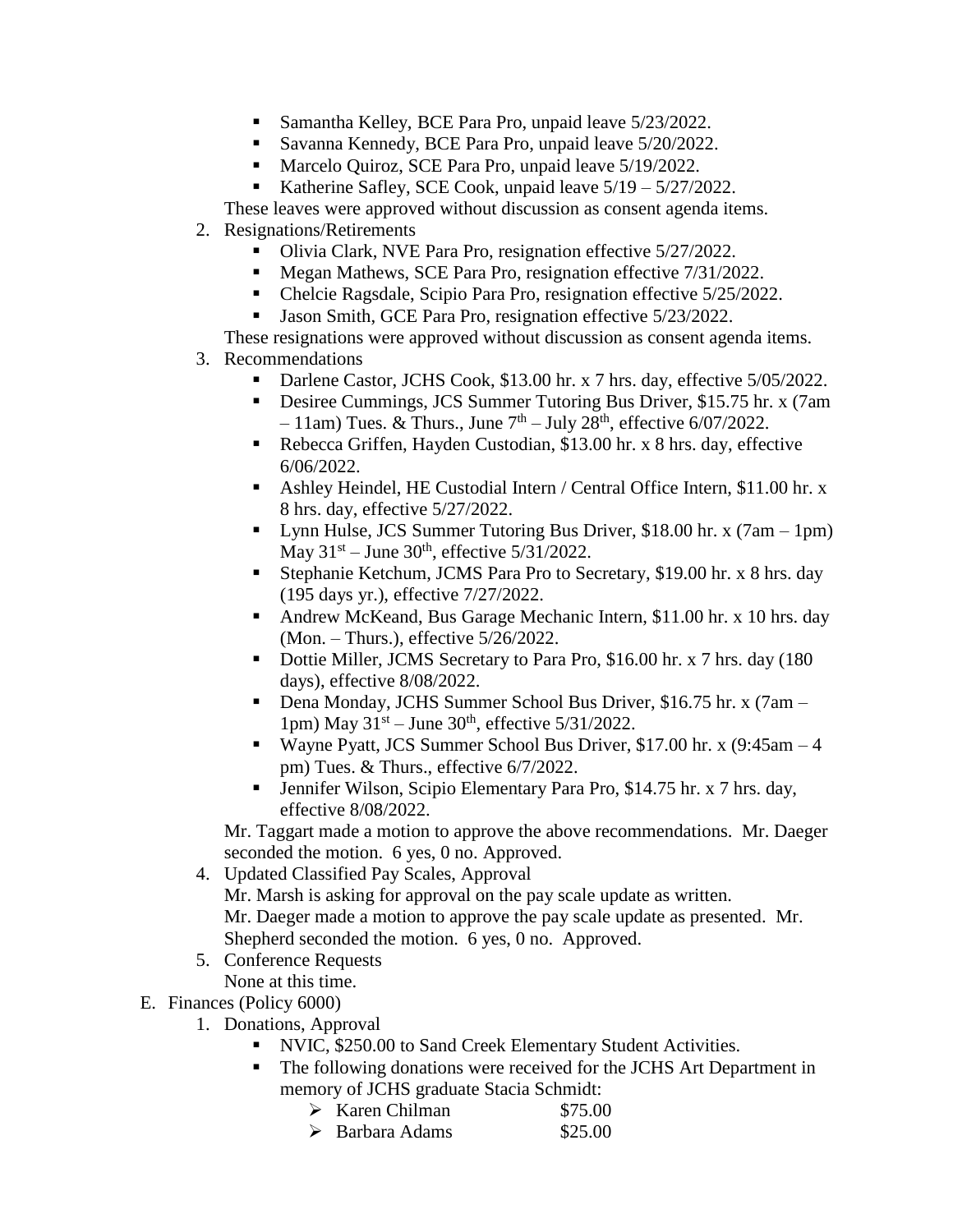- Samantha Kelley, BCE Para Pro, unpaid leave 5/23/2022.
    - Savanna Kennedy, BCE Para Pro, unpaid leave 5/20/2022.
    - Marcelo Quiroz, SCE Para Pro, unpaid leave 5/19/2022.
    - Katherine Safley, SCE Cook, unpaid leave 5/19 – 5/27/2022.

    These leaves were approved without discussion as consent agenda items.

2. Resignations/Retirements
    - Olivia Clark, NVE Para Pro, resignation effective 5/27/2022.
    - Megan Mathews, SCE Para Pro, resignation effective 7/31/2022.
    - Chelcie Ragsdale, Scipio Para Pro, resignation effective 5/25/2022.
    - Jason Smith, GCE Para Pro, resignation effective 5/23/2022.

    These resignations were approved without discussion as consent agenda items.

3. Recommendations
    - Darlene Castor, JCHS Cook, $13.00 hr. x 7 hrs. day, effective 5/05/2022.
    - Desiree Cummings, JCS Summer Tutoring Bus Driver, $15.75 hr. x (7am – 11am) Tues. & Thurs., June 7th – July 28th, effective 6/07/2022.
    - Rebecca Griffen, Hayden Custodian, $13.00 hr. x 8 hrs. day, effective 6/06/2022.
    - Ashley Heindel, HE Custodial Intern / Central Office Intern, $11.00 hr. x 8 hrs. day, effective 5/27/2022.
    - Lynn Hulse, JCS Summer Tutoring Bus Driver, $18.00 hr. x (7am – 1pm) May 31st – June 30th, effective 5/31/2022.
    - Stephanie Ketchum, JCMS Para Pro to Secretary, $19.00 hr. x 8 hrs. day (195 days yr.), effective 7/27/2022.
    - Andrew McKeand, Bus Garage Mechanic Intern, $11.00 hr. x 10 hrs. day (Mon. – Thurs.), effective 5/26/2022.
    - Dottie Miller, JCMS Secretary to Para Pro, $16.00 hr. x 7 hrs. day (180 days), effective 8/08/2022.
    - Dena Monday, JCHS Summer School Bus Driver, $16.75 hr. x (7am – 1pm) May 31st – June 30th, effective 5/31/2022.
    - Wayne Pyatt, JCS Summer School Bus Driver, $17.00 hr. x (9:45am – 4 pm) Tues. & Thurs., effective 6/7/2022.
    - Jennifer Wilson, Scipio Elementary Para Pro, $14.75 hr. x 7 hrs. day, effective 8/08/2022.

    Mr. Taggart made a motion to approve the above recommendations. Mr. Daeger seconded the motion. 6 yes, 0 no. Approved.

4. Updated Classified Pay Scales, Approval

    Mr. Marsh is asking for approval on the pay scale update as written.
    Mr. Daeger made a motion to approve the pay scale update as presented. Mr. Shepherd seconded the motion. 6 yes, 0 no. Approved.

5. Conference Requests

    None at this time.

E. Finances (Policy 6000)

1. Donations, Approval
    - NVIC, $250.00 to Sand Creek Elementary Student Activities.
    - The following donations were received for the JCHS Art Department in memory of JCHS graduate Stacia Schmidt:
        - Karen Chilman $75.00
        - Barbara Adams $25.00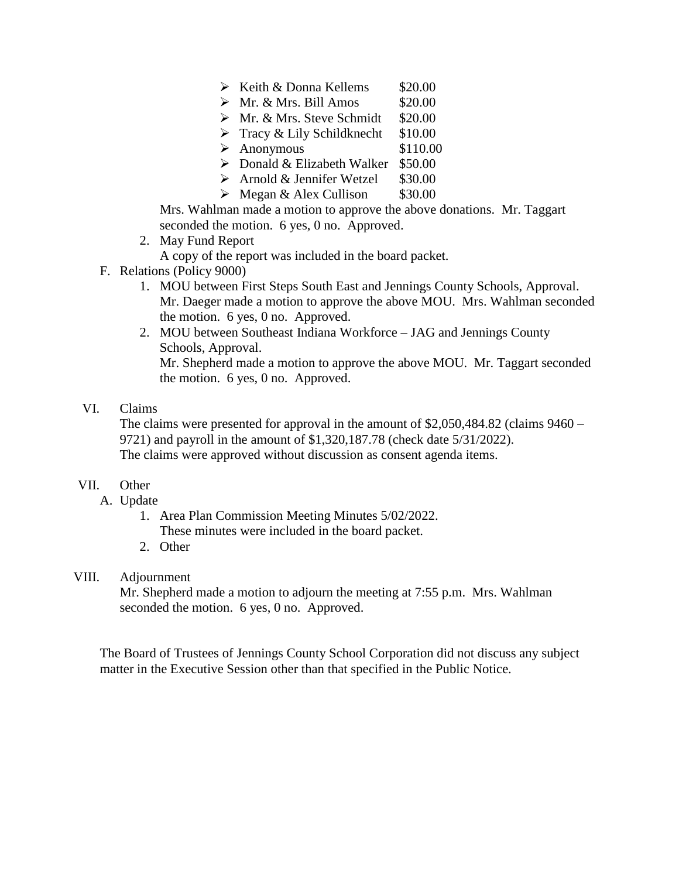- Keith & Donna Kellems $20.00
- Mr. & Mrs. Bill Amos $20.00
- Mr. & Mrs. Steve Schmidt $20.00
- Tracy & Lily Schildknecht $10.00
- Anonymous $110.00
- Donald & Elizabeth Walker $50.00
- Arnold & Jennifer Wetzel $30.00
- Megan & Alex Cullison $30.00

Mrs. Wahlman made a motion to approve the above donations. Mr. Taggart seconded the motion. 6 yes, 0 no. Approved.

2. May Fund Report
   A copy of the report was included in the board packet.

F. Relations (Policy 9000)

1. MOU between First Steps South East and Jennings County Schools, Approval.
   Mr. Daeger made a motion to approve the above MOU. Mrs. Wahlman seconded the motion. 6 yes, 0 no. Approved.
2. MOU between Southeast Indiana Workforce – JAG and Jennings County Schools, Approval.
   Mr. Shepherd made a motion to approve the above MOU. Mr. Taggart seconded the motion. 6 yes, 0 no. Approved.

VI. Claims

The claims were presented for approval in the amount of $2,050,484.82 (claims 9460 – 9721) and payroll in the amount of $1,320,187.78 (check date 5/31/2022). The claims were approved without discussion as consent agenda items.

VII. Other

A. Update

1. Area Plan Commission Meeting Minutes 5/02/2022.
   These minutes were included in the board packet.
2. Other

VIII. Adjournment

Mr. Shepherd made a motion to adjourn the meeting at 7:55 p.m. Mrs. Wahlman seconded the motion. 6 yes, 0 no. Approved.

The Board of Trustees of Jennings County School Corporation did not discuss any subject matter in the Executive Session other than that specified in the Public Notice.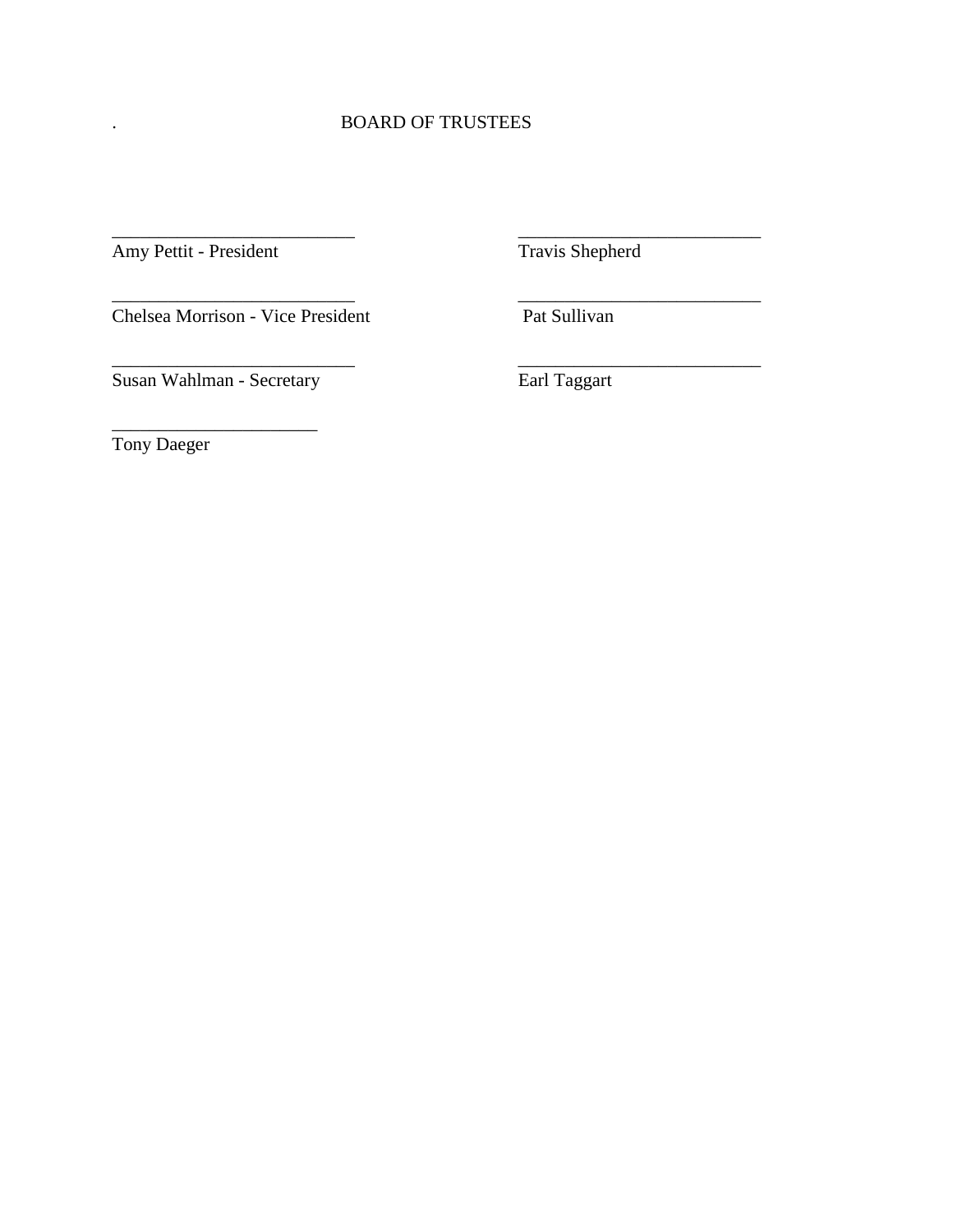.                                BOARD OF TRUSTEES

___________________________
Amy Pettit - President

___________________________
Travis Shepherd

___________________________
Chelsea Morrison - Vice President

___________________________
Pat Sullivan

___________________________
Susan Wahlman - Secretary

___________________________
Earl Taggart

_______________________
Tony Daeger